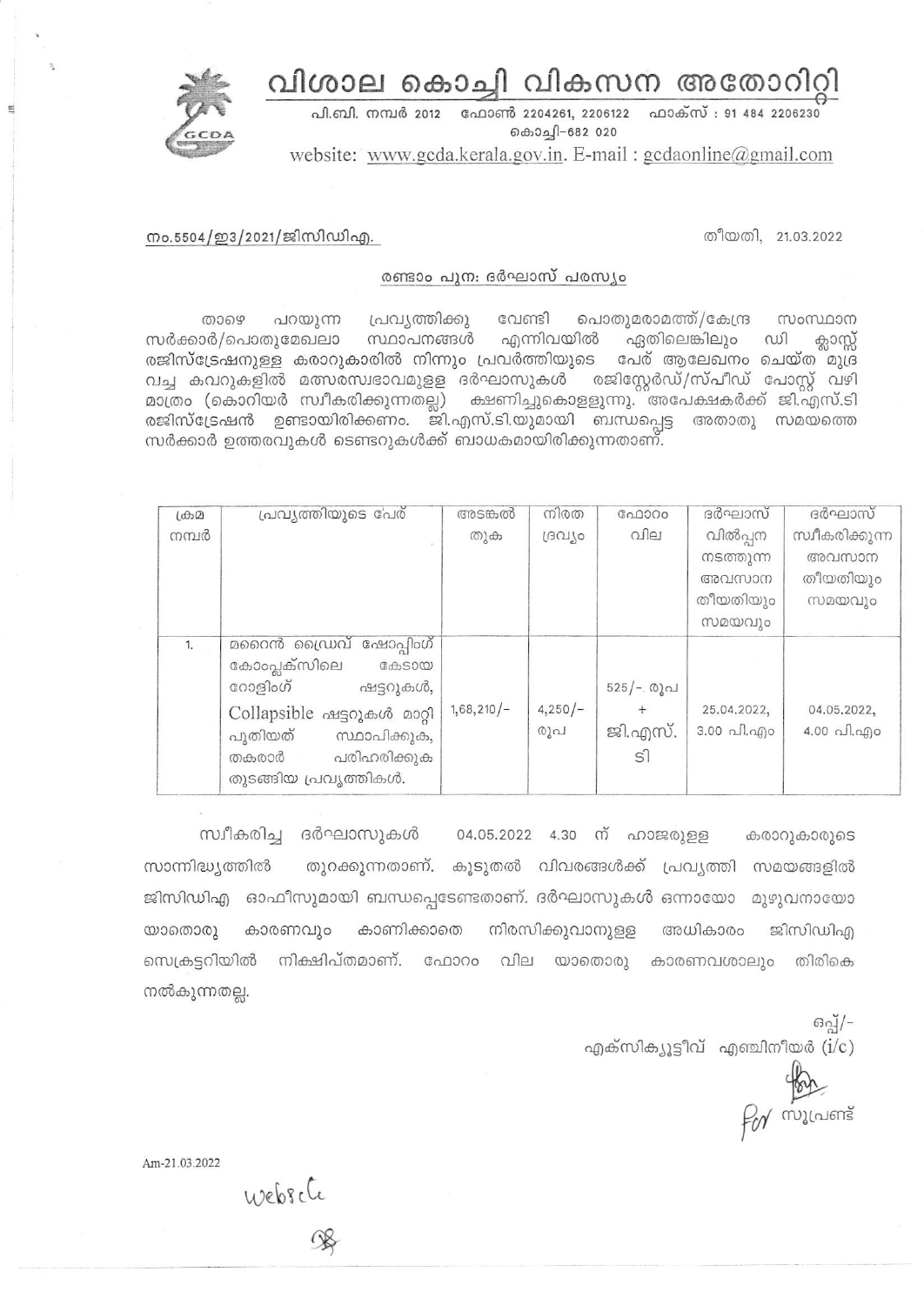# വിശാല കൊച്ചി വികസന അതോറിറ്റി

പി.ബി. നമ്പർ 2012 ഫോൺ 2204261, 2206122 ഫാക്സ് : 91 484 2206230
കൊച്ചി-682 020
website: www.gcda.kerala.gov.in. E-mail : gcdaonline@gmail.com

നം.5504/ഇ3/2021/ജിസിഡിഎ. തീയതി, 21.03.2022

## രണ്ടാം പുന: ദർഘാസ് പരസ്യം

താഴെ പറയുന്ന പ്രവൃത്തിക്കു വേണ്ടി പൊതുമരാമത്ത്/കേന്ദ്ര സംസ്ഥാന സർക്കാർ/പൊതുമേഖലാ സ്ഥാപനങ്ങൾ എന്നിവയിൽ ഏതിലെങ്കിലും ഡി ക്ലാസ്സ് രജിസ്ട്രേഷനുള്ള കരാറുകാരിൽ നിന്നും പ്രവർത്തിയുടെ പേര് ആലേഖനം ചെയ്ത മുദ്ര വച്ച കവറുകളിൽ മത്സരസ്വഭാവമുള്ള ദർഘാസുകൾ രജിസ്റ്റേർഡ്/സ്പീഡ് പോസ്റ്റ് വഴി മാത്രം (കൊറിയർ സ്വീകരിക്കുന്നതല്ല) ക്ഷണിച്ചുകൊള്ളുന്നു. അപേക്ഷകർക്ക് ജി.എസ്.ടി രജിസ്ട്രേഷൻ ഉണ്ടായിരിക്കണം. ജി.എസ്.ടി.യുമായി ബന്ധപ്പെട്ട അതാതു സമയത്തെ സർക്കാർ ഉത്തരവുകൾ ടെണ്ടറുകൾക്ക് ബാധകമായിരിക്കുന്നതാണ്.

| ക്രമ നമ്പർ | പ്രവൃത്തിയുടെ പേര് | അടങ്കൽ തുക | നിരത ദ്രവ്യം | ഫോറം വില | ദർഘാസ് വിൽപ്പന നടത്തുന്ന അവസാന തീയതിയും സമയവും | ദർഘാസ് സ്വീകരിക്കുന്ന അവസാന തീയതിയും സമയവും |
|---|---|---|---|---|---|---|
| 1. | മറൈൻ ഡ്രൈവ് ഷോപ്പിംഗ് കോംപ്ലക്സിലെ കേടായ റോളിംഗ് ഷട്ടറുകൾ, Collapsible ഷട്ടറുകൾ മാറ്റി പുതിയത് സ്ഥാപിക്കുക, തകരാർ പരിഹരിക്കുക തുടങ്ങിയ പ്രവൃത്തികൾ. | 1,68,210/- | 4,250/- രൂപ | 525/- രൂപ + ജി.എസ്.ടി | 25.04.2022, 3.00 പി.എം | 04.05.2022, 4.00 പി.എം |

സ്വീകരിച്ച ദർഘാസുകൾ 04.05.2022 4.30 ന് ഹാജരുള്ള കരാറുകാരുടെ സാന്നിദ്ധ്യത്തിൽ തുറക്കുന്നതാണ്. കൂടുതൽ വിവരങ്ങൾക്ക് പ്രവൃത്തി സമയങ്ങളിൽ ജിസിഡിഎ ഓഫീസുമായി ബന്ധപ്പെടേണ്ടതാണ്. ദർഘാസുകൾ ഒന്നായോ മുഴുവനായോ യാതൊരു കാരണവും കാണിക്കാതെ നിരസിക്കുവാനുള്ള അധികാരം ജിസിഡിഎ സെക്രട്ടറിയിൽ നിക്ഷിപ്തമാണ്. ഫോറം വില യാതൊരു കാരണവശാലും തിരികെ നൽകുന്നതല്ല.

ഒപ്പ്/-
എക്സിക്യൂട്ടീവ് എഞ്ചിനീയർ (i/c)

For സൂപ്രണ്ട്

Am-21.03.2022

Website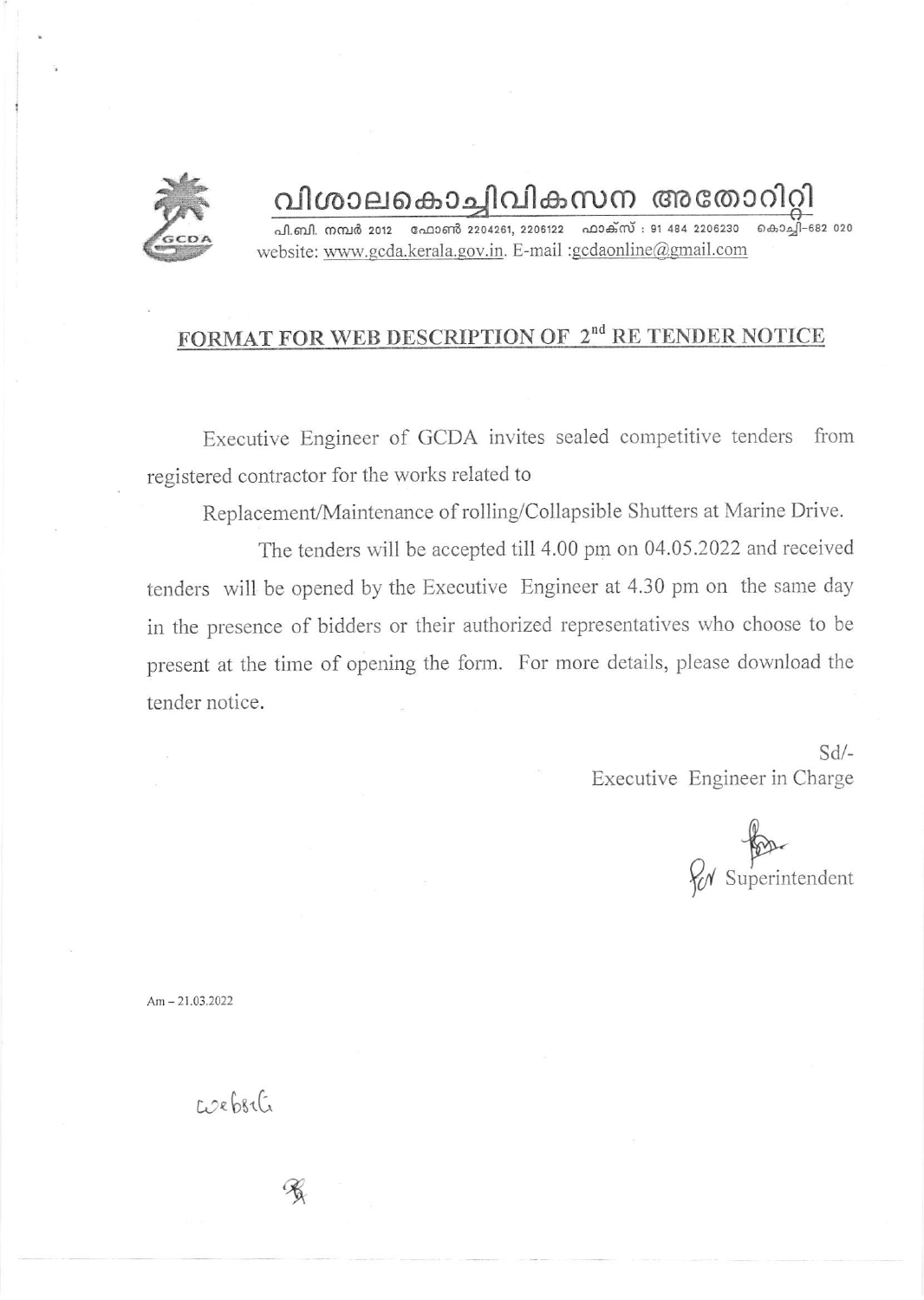# വിശാലകൊച്ചിവികസന അതോറിറ്റി

പി.ബി. നമ്പർ 2012 ഫോൺ 2204261, 2206122 ഫാക്സ് : 91 484 2206230 കൊച്ചി-682 020

website: www.gcda.kerala.gov.in. E-mail :gcdaonline@gmail.com

## FORMAT FOR WEB DESCRIPTION OF 2nd RE TENDER NOTICE

Executive Engineer of GCDA invites sealed competitive tenders from registered contractor for the works related to

Replacement/Maintenance of rolling/Collapsible Shutters at Marine Drive.

The tenders will be accepted till 4.00 pm on 04.05.2022 and received tenders will be opened by the Executive Engineer at 4.30 pm on the same day in the presence of bidders or their authorized representatives who choose to be present at the time of opening the form. For more details, please download the tender notice.

Sd/-

Executive Engineer in Charge

For Superintendent

Am – 21.03.2022

website